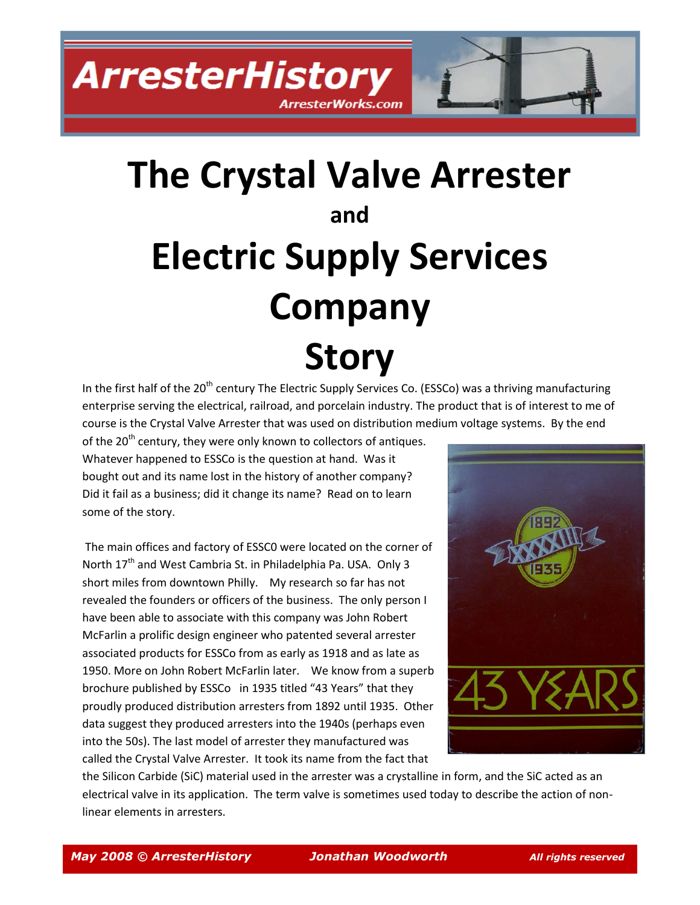# The Crystal Valve Arrester and Electric Supply Services Company Story

In the first half of the 20th century The Electric Supply Services Co. (ESSCo) was a thriving manufacturing enterprise serving the electrical, railroad, and porcelain industry. The product that is of interest to me of course is the Crystal Valve Arrester that was used on distribution medium voltage systems. By the end of the 20th century, they were only known to collectors of antiques. Whatever happened to ESSCo is the question at hand. Was it bought out and its name lost in the history of another company? Did it fail as a business; did it change its name? Read on to learn some of the story.

The main offices and factory of ESSC0 were located on the corner of North 17th and West Cambria St. in Philadelphia Pa. USA. Only 3 short miles from downtown Philly. My research so far has not revealed the founders or officers of the business. The only person I have been able to associate with this company was John Robert McFarlin a prolific design engineer who patented several arrester associated products for ESSCo from as early as 1918 and as late as 1950. More on John Robert McFarlin later. We know from a superb brochure published by ESSCo in 1935 titled "43 Years" that they proudly produced distribution arresters from 1892 until 1935. Other data suggest they produced arresters into the 1940s (perhaps even into the 50s). The last model of arrester they manufactured was called the Crystal Valve Arrester. It took its name from the fact that the Silicon Carbide (SiC) material used in the arrester was a crystalline in form, and the SiC acted as an electrical valve in its application. The term valve is sometimes used today to describe the action of non-linear elements in arresters.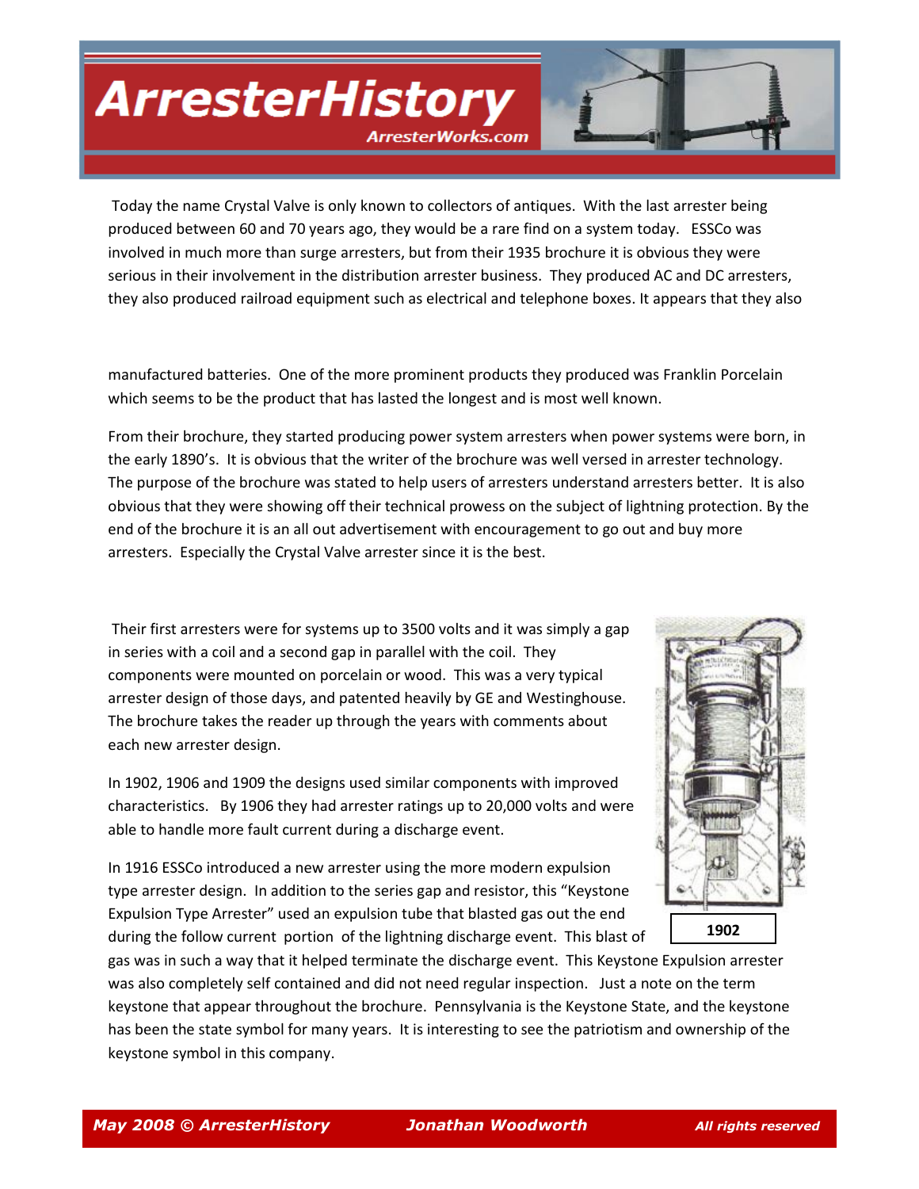Today the name Crystal Valve is only known to collectors of antiques. With the last arrester being produced between 60 and 70 years ago, they would be a rare find on a system today. ESSCo was involved in much more than surge arresters, but from their 1935 brochure it is obvious they were serious in their involvement in the distribution arrester business. They produced AC and DC arresters, they also produced railroad equipment such as electrical and telephone boxes. It appears that they also manufactured batteries. One of the more prominent products they produced was Franklin Porcelain which seems to be the product that has lasted the longest and is most well known.

From their brochure, they started producing power system arresters when power systems were born, in the early 1890's. It is obvious that the writer of the brochure was well versed in arrester technology. The purpose of the brochure was stated to help users of arresters understand arresters better. It is also obvious that they were showing off their technical prowess on the subject of lightning protection. By the end of the brochure it is an all out advertisement with encouragement to go out and buy more arresters. Especially the Crystal Valve arrester since it is the best.

Their first arresters were for systems up to 3500 volts and it was simply a gap in series with a coil and a second gap in parallel with the coil. They components were mounted on porcelain or wood. This was a very typical arrester design of those days, and patented heavily by GE and Westinghouse. The brochure takes the reader up through the years with comments about each new arrester design.

1902

In 1902, 1906 and 1909 the designs used similar components with improved characteristics. By 1906 they had arrester ratings up to 20,000 volts and were able to handle more fault current during a discharge event.

In 1916 ESSCo introduced a new arrester using the more modern expulsion type arrester design. In addition to the series gap and resistor, this "Keystone Expulsion Type Arrester" used an expulsion tube that blasted gas out the end during the follow current portion of the lightning discharge event. This blast of gas was in such a way that it helped terminate the discharge event. This Keystone Expulsion arrester was also completely self contained and did not need regular inspection. Just a note on the term keystone that appear throughout the brochure. Pennsylvania is the Keystone State, and the keystone has been the state symbol for many years. It is interesting to see the patriotism and ownership of the keystone symbol in this company.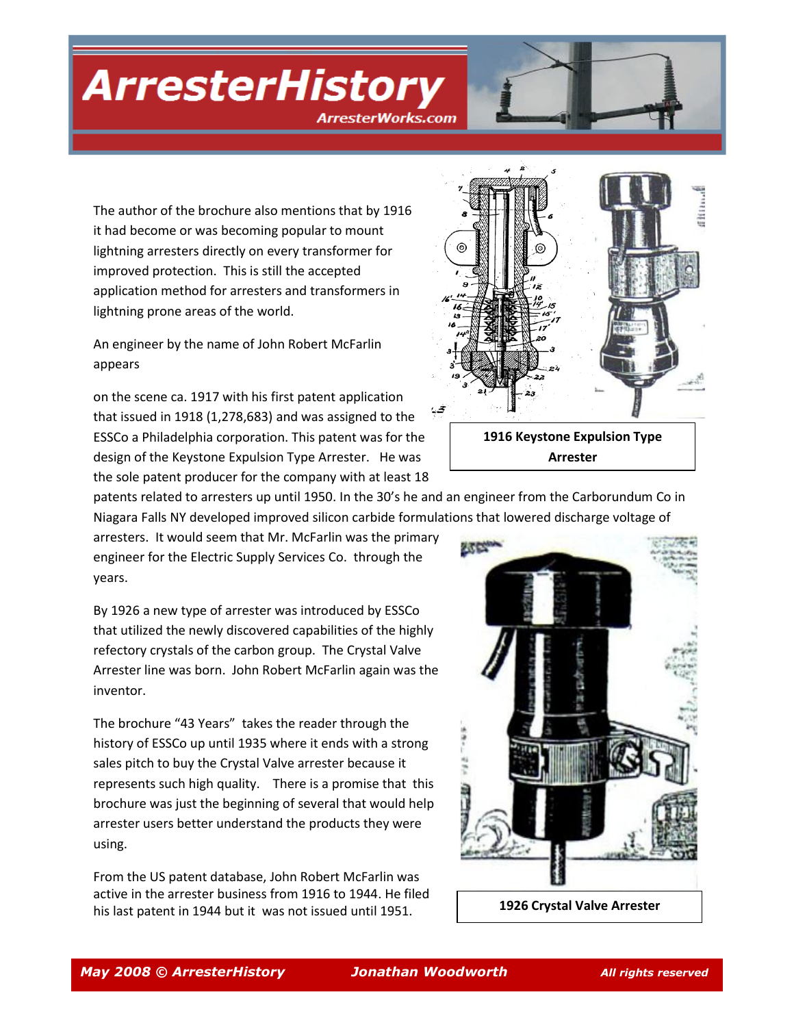The author of the brochure also mentions that by 1916 it had become or was becoming popular to mount lightning arresters directly on every transformer for improved protection. This is still the accepted application method for arresters and transformers in lightning prone areas of the world.

An engineer by the name of John Robert McFarlin appears

on the scene ca. 1917 with his first patent application that issued in 1918 (1,278,683) and was assigned to the ESSCo a Philadelphia corporation. This patent was for the design of the Keystone Expulsion Type Arrester. He was the sole patent producer for the company with at least 18 patents related to arresters up until 1950. In the 30's he and an engineer from the Carborundum Co in Niagara Falls NY developed improved silicon carbide formulations that lowered discharge voltage of arresters. It would seem that Mr. McFarlin was the primary engineer for the Electric Supply Services Co. through the years.

**1916 Keystone Expulsion Type Arrester**

By 1926 a new type of arrester was introduced by ESSCo that utilized the newly discovered capabilities of the highly refectory crystals of the carbon group. The Crystal Valve Arrester line was born. John Robert McFarlin again was the inventor.

The brochure "43 Years" takes the reader through the history of ESSCo up until 1935 where it ends with a strong sales pitch to buy the Crystal Valve arrester because it represents such high quality. There is a promise that this brochure was just the beginning of several that would help arrester users better understand the products they were using.

From the US patent database, John Robert McFarlin was active in the arrester business from 1916 to 1944. He filed his last patent in 1944 but it was not issued until 1951.

**1926 Crystal Valve Arrester**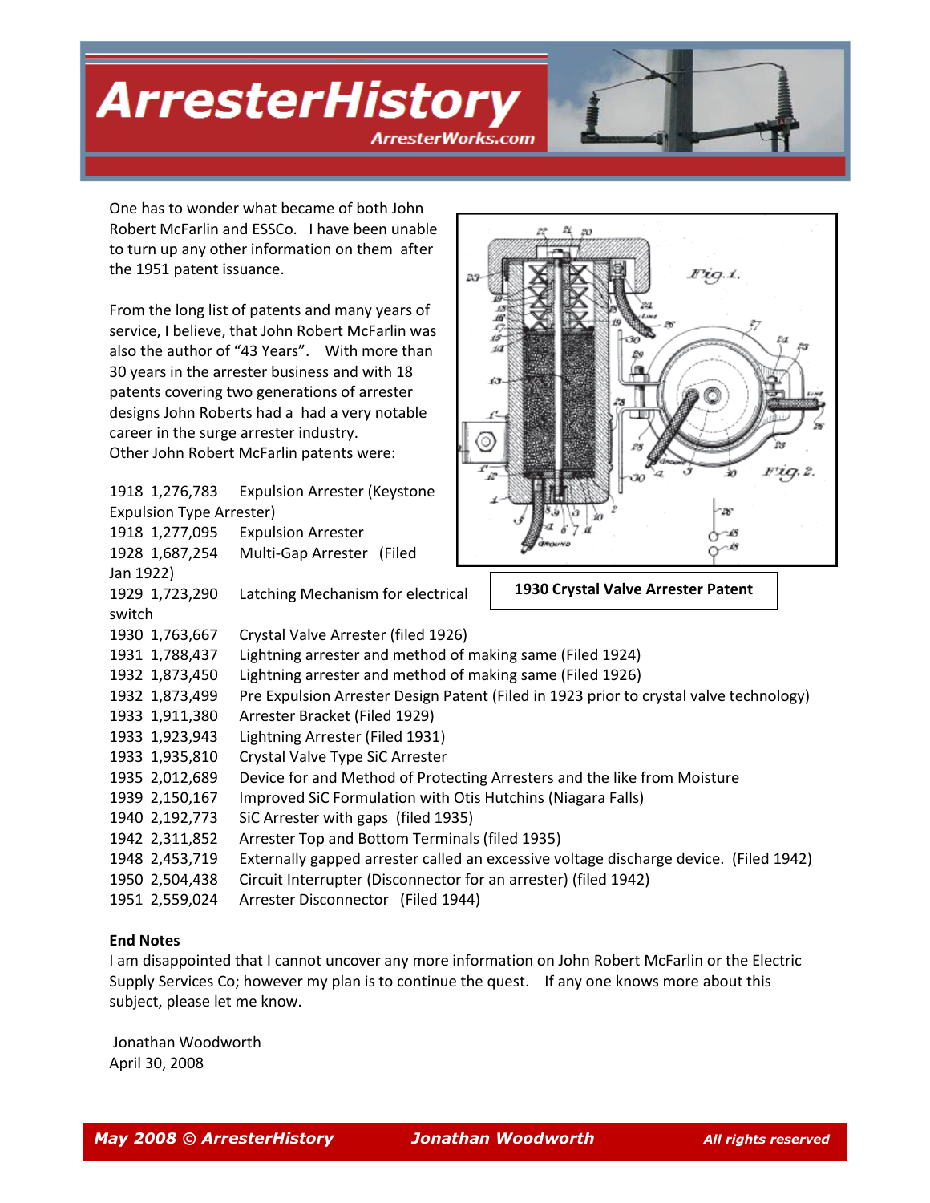One has to wonder what became of both John Robert McFarlin and ESSCo. I have been unable to turn up any other information on them after the 1951 patent issuance.

From the long list of patents and many years of service, I believe, that John Robert McFarlin was also the author of "43 Years". With more than 30 years in the arrester business and with 18 patents covering two generations of arrester designs John Roberts had a had a very notable career in the surge arrester industry.
Other John Robert McFarlin patents were:

1930 Crystal Valve Arrester Patent

1918 1,276,783 Expulsion Arrester (Keystone Expulsion Type Arrester)
1918 1,277,095 Expulsion Arrester
1928 1,687,254 Multi-Gap Arrester (Filed Jan 1922)
1929 1,723,290 Latching Mechanism for electrical switch
1930 1,763,667 Crystal Valve Arrester (filed 1926)
1931 1,788,437 Lightning arrester and method of making same (Filed 1924)
1932 1,873,450 Lightning arrester and method of making same (Filed 1926)
1932 1,873,499 Pre Expulsion Arrester Design Patent (Filed in 1923 prior to crystal valve technology)
1933 1,911,380 Arrester Bracket (Filed 1929)
1933 1,923,943 Lightning Arrester (Filed 1931)
1933 1,935,810 Crystal Valve Type SiC Arrester
1935 2,012,689 Device for and Method of Protecting Arresters and the like from Moisture
1939 2,150,167 Improved SiC Formulation with Otis Hutchins (Niagara Falls)
1940 2,192,773 SiC Arrester with gaps (filed 1935)
1942 2,311,852 Arrester Top and Bottom Terminals (filed 1935)
1948 2,453,719 Externally gapped arrester called an excessive voltage discharge device. (Filed 1942)
1950 2,504,438 Circuit Interrupter (Disconnector for an arrester) (filed 1942)
1951 2,559,024 Arrester Disconnector (Filed 1944)

**End Notes**

I am disappointed that I cannot uncover any more information on John Robert McFarlin or the Electric Supply Services Co; however my plan is to continue the quest. If any one knows more about this subject, please let me know.

Jonathan Woodworth
April 30, 2008